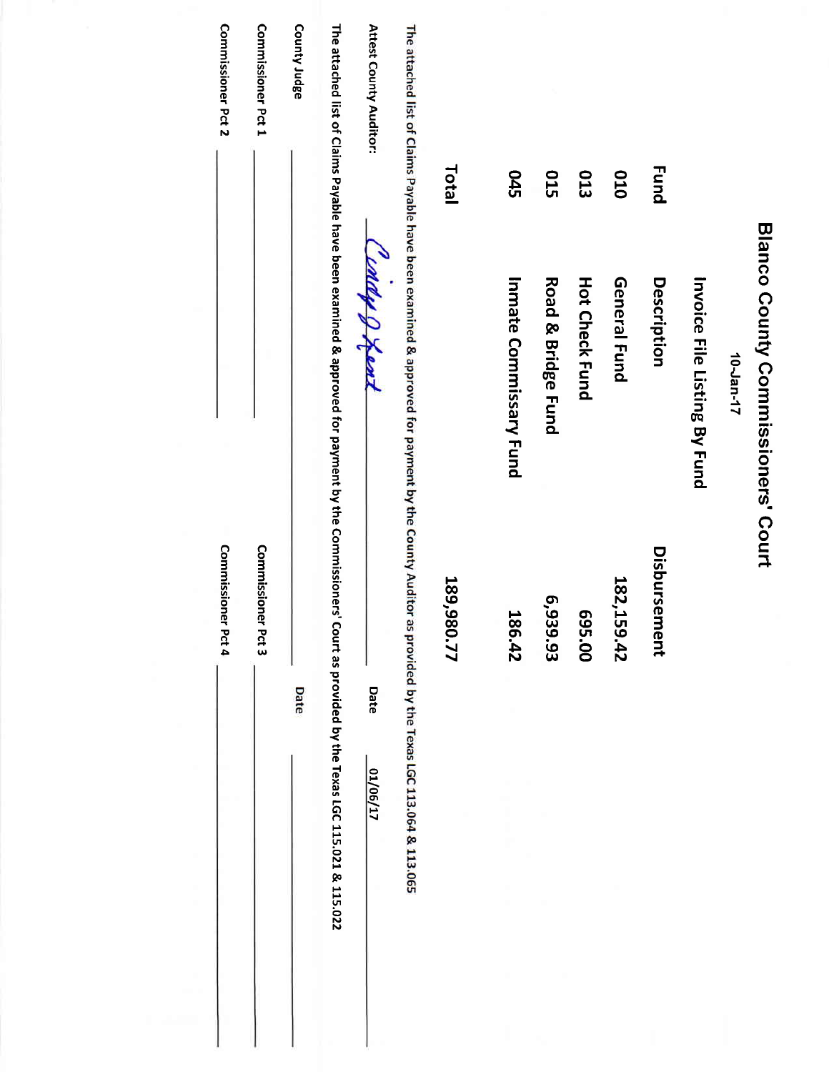# Blanco County Commissioners' Court

10-Jan-17

## Invoice File Listing By Fund

| Fund | Description | Disbursement |
|---|---|---|
| 010 | General Fund | 182,159.42 |
| 013 | Hot Check Fund | 695.00 |
| 015 | Road & Bridge Fund | 6,939.93 |
| 045 | Inmate Commissary Fund | 186.42 |
| **Total** | | **189,980.77** |

The attached list of Claims Payable have been examined & approved for payment by the County Auditor as provided by the Texas LGC 113.064 & 113.065

Attest County Auditor: Cindy D Kent Date 01/06/17

The attached list of Claims Payable have been examined & approved for payment by the Commissioners' Court as provided by the Texas LGC 115.021 & 115.022

County Judge ____________________ Date ____________________

Commissioner Pct 1 ____________________ Commissioner Pct 3 ____________________

Commissioner Pct 2 ____________________ Commissioner Pct 4 ____________________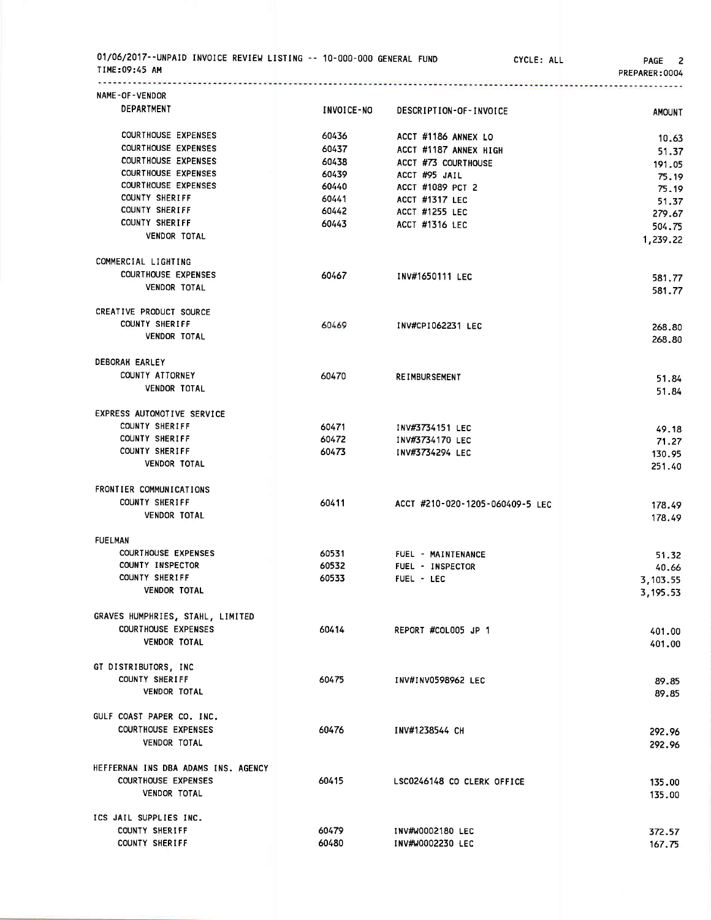01/06/2017--UNPAID INVOICE REVIEW LISTING -- 10-000-000 GENERAL FUND CYCLE: ALL PAGE 2
TIME:09:45 AM PREPARER:0004

| NAME-OF-VENDOR / DEPARTMENT | INVOICE-NO | DESCRIPTION-OF-INVOICE | AMOUNT |
|---|---|---|---|
| COURTHOUSE EXPENSES | 60436 | ACCT #1186 ANNEX LO | 10.63 |
| COURTHOUSE EXPENSES | 60437 | ACCT #1187 ANNEX HIGH | 51.37 |
| COURTHOUSE EXPENSES | 60438 | ACCT #73 COURTHOUSE | 191.05 |
| COURTHOUSE EXPENSES | 60439 | ACCT #95 JAIL | 75.19 |
| COURTHOUSE EXPENSES | 60440 | ACCT #1089 PCT 2 | 75.19 |
| COUNTY SHERIFF | 60441 | ACCT #1317 LEC | 51.37 |
| COUNTY SHERIFF | 60442 | ACCT #1255 LEC | 279.67 |
| COUNTY SHERIFF | 60443 | ACCT #1316 LEC | 504.75 |
| VENDOR TOTAL | | | 1,239.22 |
| COMMERCIAL LIGHTING | | | |
| COURTHOUSE EXPENSES | 60467 | INV#1650111 LEC | 581.77 |
| VENDOR TOTAL | | | 581.77 |
| CREATIVE PRODUCT SOURCE | | | |
| COUNTY SHERIFF | 60469 | INV#CPI062231 LEC | 268.80 |
| VENDOR TOTAL | | | 268.80 |
| DEBORAH EARLEY | | | |
| COUNTY ATTORNEY | 60470 | REIMBURSEMENT | 51.84 |
| VENDOR TOTAL | | | 51.84 |
| EXPRESS AUTOMOTIVE SERVICE | | | |
| COUNTY SHERIFF | 60471 | INV#3734151 LEC | 49.18 |
| COUNTY SHERIFF | 60472 | INV#3734170 LEC | 71.27 |
| COUNTY SHERIFF | 60473 | INV#3734294 LEC | 130.95 |
| VENDOR TOTAL | | | 251.40 |
| FRONTIER COMMUNICATIONS | | | |
| COUNTY SHERIFF | 60411 | ACCT #210-020-1205-060409-5 LEC | 178.49 |
| VENDOR TOTAL | | | 178.49 |
| FUELMAN | | | |
| COURTHOUSE EXPENSES | 60531 | FUEL - MAINTENANCE | 51.32 |
| COUNTY INSPECTOR | 60532 | FUEL - INSPECTOR | 40.66 |
| COUNTY SHERIFF | 60533 | FUEL - LEC | 3,103.55 |
| VENDOR TOTAL | | | 3,195.53 |
| GRAVES HUMPHRIES, STAHL, LIMITED | | | |
| COURTHOUSE EXPENSES | 60414 | REPORT #COL005 JP 1 | 401.00 |
| VENDOR TOTAL | | | 401.00 |
| GT DISTRIBUTORS, INC | | | |
| COUNTY SHERIFF | 60475 | INV#INV0598962 LEC | 89.85 |
| VENDOR TOTAL | | | 89.85 |
| GULF COAST PAPER CO. INC. | | | |
| COURTHOUSE EXPENSES | 60476 | INV#1238544 CH | 292.96 |
| VENDOR TOTAL | | | 292.96 |
| HEFFERNAN INS DBA ADAMS INS. AGENCY | | | |
| COURTHOUSE EXPENSES | 60415 | LSC0246148 CO CLERK OFFICE | 135.00 |
| VENDOR TOTAL | | | 135.00 |
| ICS JAIL SUPPLIES INC. | | | |
| COUNTY SHERIFF | 60479 | INV#W0002180 LEC | 372.57 |
| COUNTY SHERIFF | 60480 | INV#W0002230 LEC | 167.75 |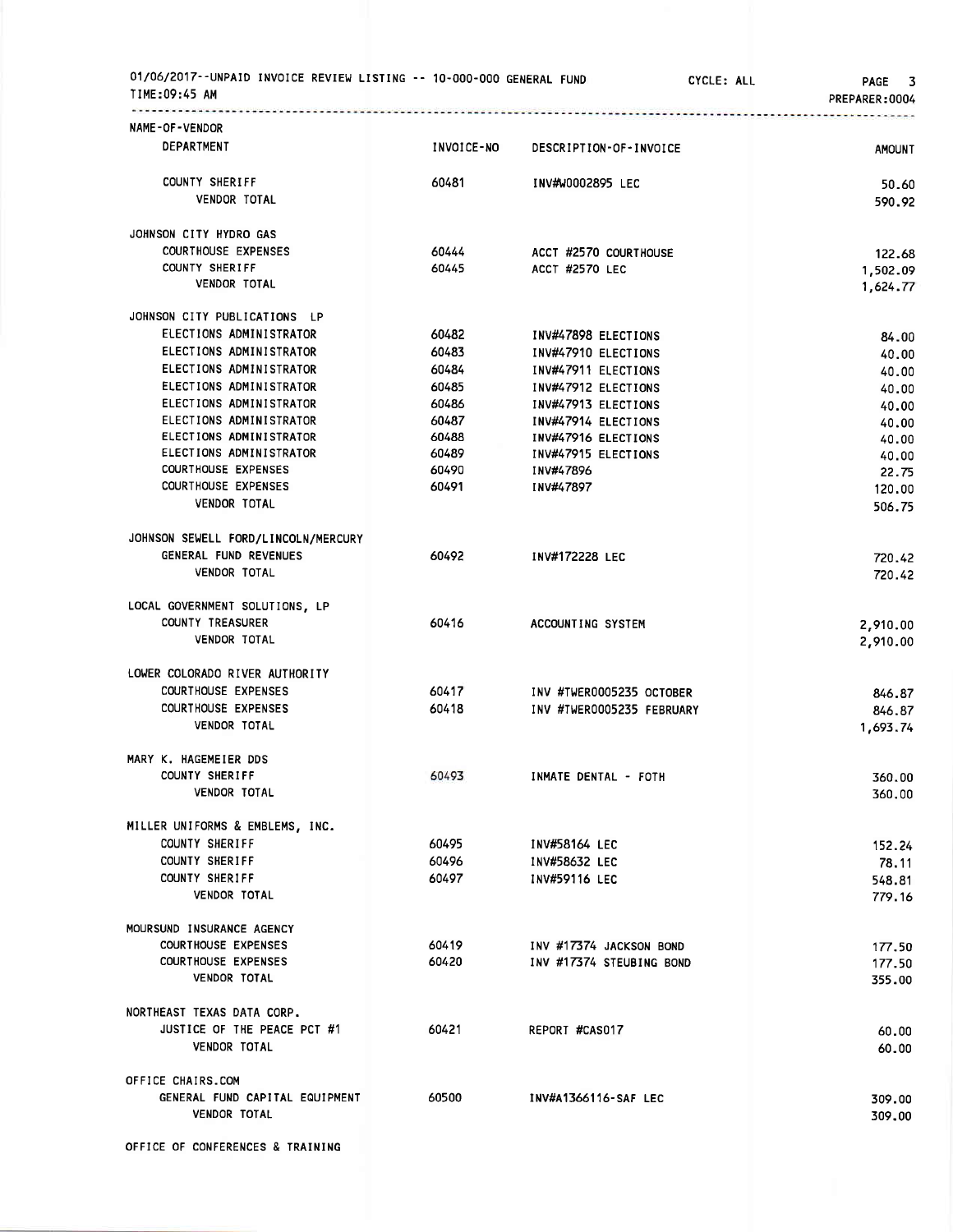01/06/2017--UNPAID INVOICE REVIEW LISTING -- 10-000-000 GENERAL FUND CYCLE: ALL PAGE 3
TIME:09:45 AM PREPARER:0004

| NAME-OF-VENDOR / DEPARTMENT | INVOICE-NO | DESCRIPTION-OF-INVOICE | AMOUNT |
|---|---|---|---|
| COUNTY SHERIFF | 60481 | INV#W0002895 LEC | 50.60 |
| VENDOR TOTAL | | | 590.92 |
| **JOHNSON CITY HYDRO GAS** | | | |
| COURTHOUSE EXPENSES | 60444 | ACCT #2570 COURTHOUSE | 122.68 |
| COUNTY SHERIFF | 60445 | ACCT #2570 LEC | 1,502.09 |
| VENDOR TOTAL | | | 1,624.77 |
| **JOHNSON CITY PUBLICATIONS LP** | | | |
| ELECTIONS ADMINISTRATOR | 60482 | INV#47898 ELECTIONS | 84.00 |
| ELECTIONS ADMINISTRATOR | 60483 | INV#47910 ELECTIONS | 40.00 |
| ELECTIONS ADMINISTRATOR | 60484 | INV#47911 ELECTIONS | 40.00 |
| ELECTIONS ADMINISTRATOR | 60485 | INV#47912 ELECTIONS | 40.00 |
| ELECTIONS ADMINISTRATOR | 60486 | INV#47913 ELECTIONS | 40.00 |
| ELECTIONS ADMINISTRATOR | 60487 | INV#47914 ELECTIONS | 40.00 |
| ELECTIONS ADMINISTRATOR | 60488 | INV#47916 ELECTIONS | 40.00 |
| ELECTIONS ADMINISTRATOR | 60489 | INV#47915 ELECTIONS | 40.00 |
| COURTHOUSE EXPENSES | 60490 | INV#47896 | 22.75 |
| COURTHOUSE EXPENSES | 60491 | INV#47897 | 120.00 |
| VENDOR TOTAL | | | 506.75 |
| **JOHNSON SEWELL FORD/LINCOLN/MERCURY** | | | |
| GENERAL FUND REVENUES | 60492 | INV#172228 LEC | 720.42 |
| VENDOR TOTAL | | | 720.42 |
| **LOCAL GOVERNMENT SOLUTIONS, LP** | | | |
| COUNTY TREASURER | 60416 | ACCOUNTING SYSTEM | 2,910.00 |
| VENDOR TOTAL | | | 2,910.00 |
| **LOWER COLORADO RIVER AUTHORITY** | | | |
| COURTHOUSE EXPENSES | 60417 | INV #TWER0005235 OCTOBER | 846.87 |
| COURTHOUSE EXPENSES | 60418 | INV #TWER0005235 FEBRUARY | 846.87 |
| VENDOR TOTAL | | | 1,693.74 |
| **MARY K. HAGEMEIER DDS** | | | |
| COUNTY SHERIFF | 60493 | INMATE DENTAL - FOTH | 360.00 |
| VENDOR TOTAL | | | 360.00 |
| **MILLER UNIFORMS & EMBLEMS, INC.** | | | |
| COUNTY SHERIFF | 60495 | INV#58164 LEC | 152.24 |
| COUNTY SHERIFF | 60496 | INV#58632 LEC | 78.11 |
| COUNTY SHERIFF | 60497 | INV#59116 LEC | 548.81 |
| VENDOR TOTAL | | | 779.16 |
| **MOURSUND INSURANCE AGENCY** | | | |
| COURTHOUSE EXPENSES | 60419 | INV #17374 JACKSON BOND | 177.50 |
| COURTHOUSE EXPENSES | 60420 | INV #17374 STEUBING BOND | 177.50 |
| VENDOR TOTAL | | | 355.00 |
| **NORTHEAST TEXAS DATA CORP.** | | | |
| JUSTICE OF THE PEACE PCT #1 | 60421 | REPORT #CAS017 | 60.00 |
| VENDOR TOTAL | | | 60.00 |
| **OFFICE CHAIRS.COM** | | | |
| GENERAL FUND CAPITAL EQUIPMENT | 60500 | INV#A1366116-SAF LEC | 309.00 |
| VENDOR TOTAL | | | 309.00 |
| **OFFICE OF CONFERENCES & TRAINING** | | | |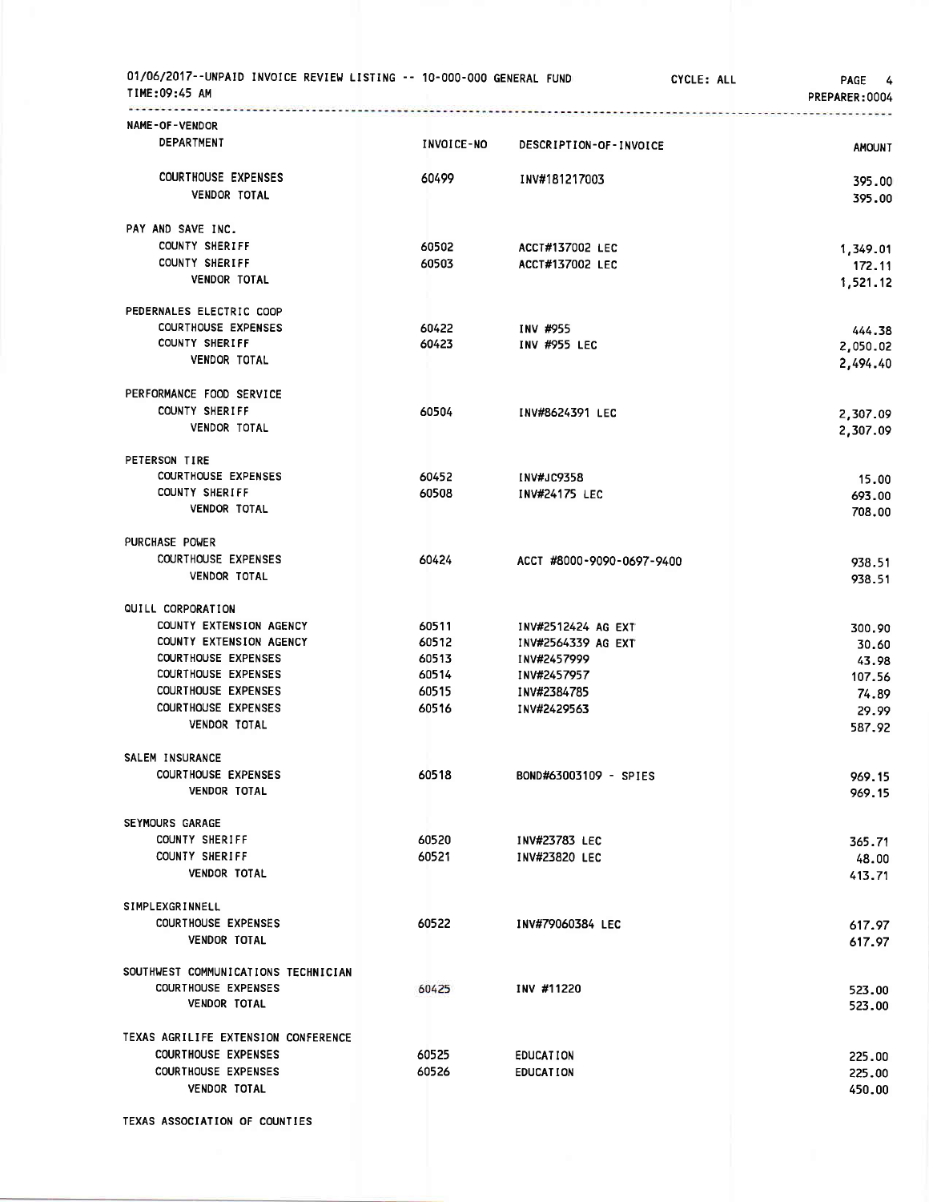01/06/2017--UNPAID INVOICE REVIEW LISTING -- 10-000-000 GENERAL FUND CYCLE: ALL PAGE 4
TIME:09:45 AM PREPARER:0004

| NAME-OF-VENDOR / DEPARTMENT | INVOICE-NO | DESCRIPTION-OF-INVOICE | AMOUNT |
|---|---|---|---|
| COURTHOUSE EXPENSES | 60499 | INV#181217003 | 395.00 |
| VENDOR TOTAL | | | 395.00 |
| **PAY AND SAVE INC.** | | | |
| COUNTY SHERIFF | 60502 | ACCT#137002 LEC | 1,349.01 |
| COUNTY SHERIFF | 60503 | ACCT#137002 LEC | 172.11 |
| VENDOR TOTAL | | | 1,521.12 |
| **PEDERNALES ELECTRIC COOP** | | | |
| COURTHOUSE EXPENSES | 60422 | INV #955 | 444.38 |
| COUNTY SHERIFF | 60423 | INV #955 LEC | 2,050.02 |
| VENDOR TOTAL | | | 2,494.40 |
| **PERFORMANCE FOOD SERVICE** | | | |
| COUNTY SHERIFF | 60504 | INV#8624391 LEC | 2,307.09 |
| VENDOR TOTAL | | | 2,307.09 |
| **PETERSON TIRE** | | | |
| COURTHOUSE EXPENSES | 60452 | INV#JC9358 | 15.00 |
| COUNTY SHERIFF | 60508 | INV#24175 LEC | 693.00 |
| VENDOR TOTAL | | | 708.00 |
| **PURCHASE POWER** | | | |
| COURTHOUSE EXPENSES | 60424 | ACCT #8000-9090-0697-9400 | 938.51 |
| VENDOR TOTAL | | | 938.51 |
| **QUILL CORPORATION** | | | |
| COUNTY EXTENSION AGENCY | 60511 | INV#2512424 AG EXT | 300.90 |
| COUNTY EXTENSION AGENCY | 60512 | INV#2564339 AG EXT | 30.60 |
| COURTHOUSE EXPENSES | 60513 | INV#2457999 | 43.98 |
| COURTHOUSE EXPENSES | 60514 | INV#2457957 | 107.56 |
| COURTHOUSE EXPENSES | 60515 | INV#2384785 | 74.89 |
| COURTHOUSE EXPENSES | 60516 | INV#2429563 | 29.99 |
| VENDOR TOTAL | | | 587.92 |
| **SALEM INSURANCE** | | | |
| COURTHOUSE EXPENSES | 60518 | BOND#63003109 - SPIES | 969.15 |
| VENDOR TOTAL | | | 969.15 |
| **SEYMOURS GARAGE** | | | |
| COUNTY SHERIFF | 60520 | INV#23783 LEC | 365.71 |
| COUNTY SHERIFF | 60521 | INV#23820 LEC | 48.00 |
| VENDOR TOTAL | | | 413.71 |
| **SIMPLEXGRINNELL** | | | |
| COURTHOUSE EXPENSES | 60522 | INV#79060384 LEC | 617.97 |
| VENDOR TOTAL | | | 617.97 |
| **SOUTHWEST COMMUNICATIONS TECHNICIAN** | | | |
| COURTHOUSE EXPENSES | 60425 | INV #11220 | 523.00 |
| VENDOR TOTAL | | | 523.00 |
| **TEXAS AGRILIFE EXTENSION CONFERENCE** | | | |
| COURTHOUSE EXPENSES | 60525 | EDUCATION | 225.00 |
| COURTHOUSE EXPENSES | 60526 | EDUCATION | 225.00 |
| VENDOR TOTAL | | | 450.00 |
| **TEXAS ASSOCIATION OF COUNTIES** | | | |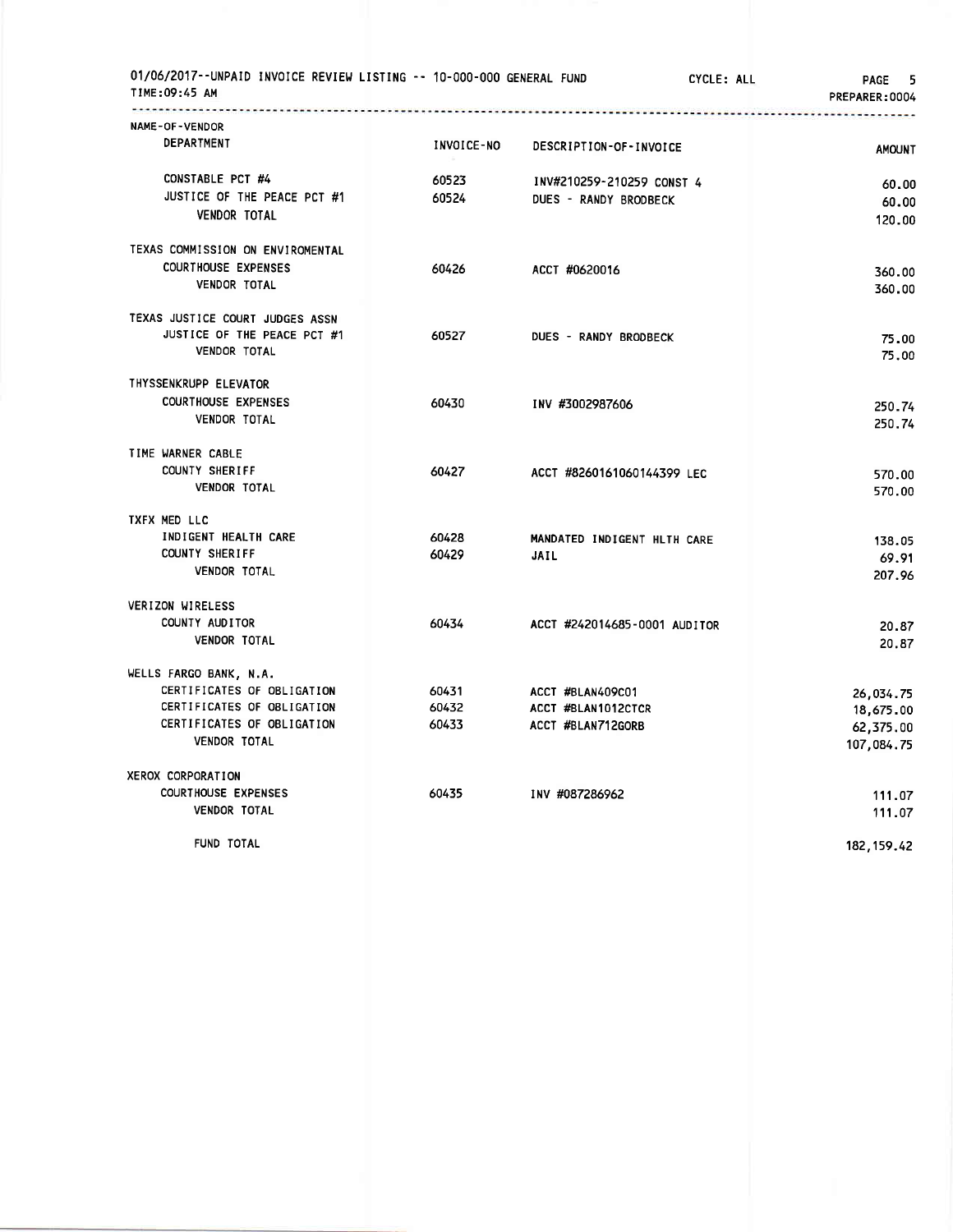01/06/2017--UNPAID INVOICE REVIEW LISTING -- 10-000-000 GENERAL FUND CYCLE: ALL
TIME:09:45 AM PREPARER:0004

| NAME-OF-VENDOR / DEPARTMENT | INVOICE-NO | DESCRIPTION-OF-INVOICE | AMOUNT |
|---|---|---|---|
| CONSTABLE PCT #4 | 60523 | INV#210259-210259 CONST 4 | 60.00 |
| JUSTICE OF THE PEACE PCT #1 | 60524 | DUES - RANDY BRODBECK | 60.00 |
| VENDOR TOTAL | | | 120.00 |
| TEXAS COMMISSION ON ENVIROMENTAL | | | |
| COURTHOUSE EXPENSES | 60426 | ACCT #0620016 | 360.00 |
| VENDOR TOTAL | | | 360.00 |
| TEXAS JUSTICE COURT JUDGES ASSN | | | |
| JUSTICE OF THE PEACE PCT #1 | 60527 | DUES - RANDY BRODBECK | 75.00 |
| VENDOR TOTAL | | | 75.00 |
| THYSSENKRUPP ELEVATOR | | | |
| COURTHOUSE EXPENSES | 60430 | INV #3002987606 | 250.74 |
| VENDOR TOTAL | | | 250.74 |
| TIME WARNER CABLE | | | |
| COUNTY SHERIFF | 60427 | ACCT #8260161060144399 LEC | 570.00 |
| VENDOR TOTAL | | | 570.00 |
| TXFX MED LLC | | | |
| INDIGENT HEALTH CARE | 60428 | MANDATED INDIGENT HLTH CARE | 138.05 |
| COUNTY SHERIFF | 60429 | JAIL | 69.91 |
| VENDOR TOTAL | | | 207.96 |
| VERIZON WIRELESS | | | |
| COUNTY AUDITOR | 60434 | ACCT #242014685-0001 AUDITOR | 20.87 |
| VENDOR TOTAL | | | 20.87 |
| WELLS FARGO BANK, N.A. | | | |
| CERTIFICATES OF OBLIGATION | 60431 | ACCT #BLAN409C01 | 26,034.75 |
| CERTIFICATES OF OBLIGATION | 60432 | ACCT #BLAN1012CTCR | 18,675.00 |
| CERTIFICATES OF OBLIGATION | 60433 | ACCT #BLAN712GORB | 62,375.00 |
| VENDOR TOTAL | | | 107,084.75 |
| XEROX CORPORATION | | | |
| COURTHOUSE EXPENSES | 60435 | INV #087286962 | 111.07 |
| VENDOR TOTAL | | | 111.07 |
| FUND TOTAL | | | 182,159.42 |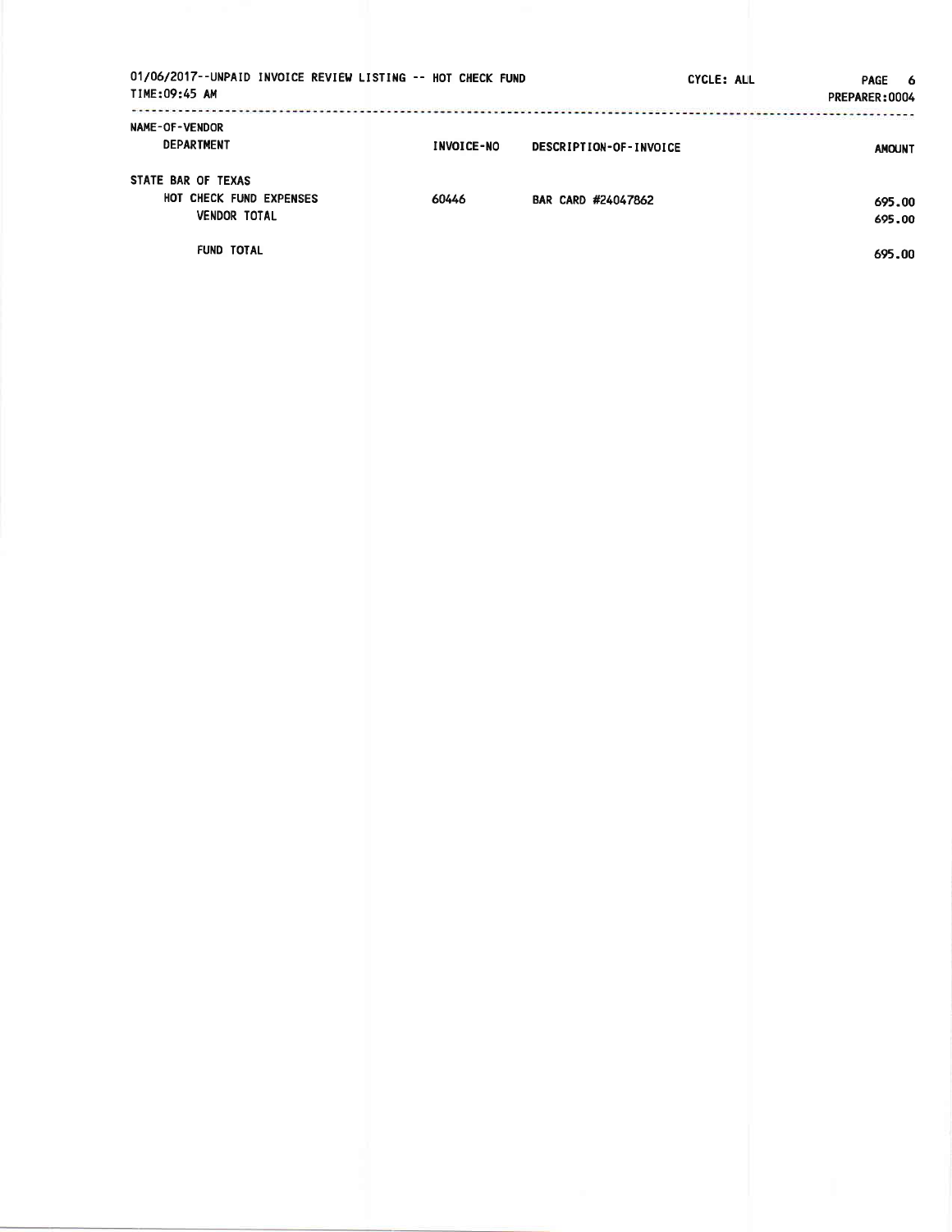01/06/2017--UNPAID INVOICE REVIEW LISTING -- HOT CHECK FUND    CYCLE: ALL    PREPARER:0004

TIME:09:45 AM

| NAME-OF-VENDOR / DEPARTMENT | INVOICE-NO | DESCRIPTION-OF-INVOICE | AMOUNT |
|---|---|---|---|
| STATE BAR OF TEXAS | | | |
| HOT CHECK FUND EXPENSES | 60446 | BAR CARD #24047862 | 695.00 |
| VENDOR TOTAL | | | 695.00 |
| FUND TOTAL | | | 695.00 |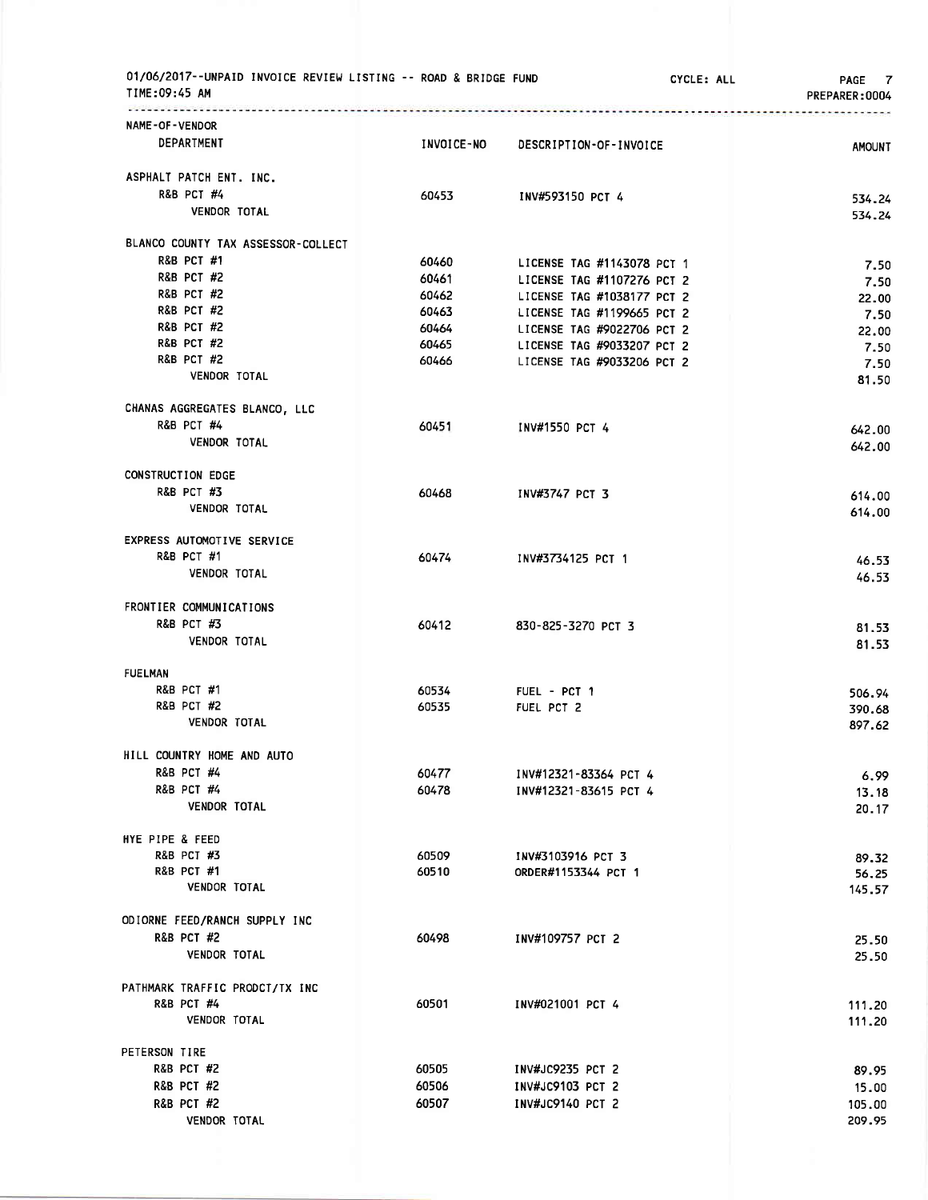01/06/2017--UNPAID INVOICE REVIEW LISTING -- ROAD & BRIDGE FUND CYCLE: ALL
TIME:09:45 AM PREPARER:0004

| NAME-OF-VENDOR / DEPARTMENT | INVOICE-NO | DESCRIPTION-OF-INVOICE | AMOUNT |
|---|---|---|---|
| ASPHALT PATCH ENT. INC. | | | |
| R&B PCT #4 | 60453 | INV#593150 PCT 4 | 534.24 |
| VENDOR TOTAL | | | 534.24 |
| BLANCO COUNTY TAX ASSESSOR-COLLECT | | | |
| R&B PCT #1 | 60460 | LICENSE TAG #1143078 PCT 1 | 7.50 |
| R&B PCT #2 | 60461 | LICENSE TAG #1107276 PCT 2 | 7.50 |
| R&B PCT #2 | 60462 | LICENSE TAG #1038177 PCT 2 | 22.00 |
| R&B PCT #2 | 60463 | LICENSE TAG #1199665 PCT 2 | 7.50 |
| R&B PCT #2 | 60464 | LICENSE TAG #9022706 PCT 2 | 22.00 |
| R&B PCT #2 | 60465 | LICENSE TAG #9033207 PCT 2 | 7.50 |
| R&B PCT #2 | 60466 | LICENSE TAG #9033206 PCT 2 | 7.50 |
| VENDOR TOTAL | | | 81.50 |
| CHANAS AGGREGATES BLANCO, LLC | | | |
| R&B PCT #4 | 60451 | INV#1550 PCT 4 | 642.00 |
| VENDOR TOTAL | | | 642.00 |
| CONSTRUCTION EDGE | | | |
| R&B PCT #3 | 60468 | INV#3747 PCT 3 | 614.00 |
| VENDOR TOTAL | | | 614.00 |
| EXPRESS AUTOMOTIVE SERVICE | | | |
| R&B PCT #1 | 60474 | INV#3734125 PCT 1 | 46.53 |
| VENDOR TOTAL | | | 46.53 |
| FRONTIER COMMUNICATIONS | | | |
| R&B PCT #3 | 60412 | 830-825-3270 PCT 3 | 81.53 |
| VENDOR TOTAL | | | 81.53 |
| FUELMAN | | | |
| R&B PCT #1 | 60534 | FUEL - PCT 1 | 506.94 |
| R&B PCT #2 | 60535 | FUEL PCT 2 | 390.68 |
| VENDOR TOTAL | | | 897.62 |
| HILL COUNTRY HOME AND AUTO | | | |
| R&B PCT #4 | 60477 | INV#12321-83364 PCT 4 | 6.99 |
| R&B PCT #4 | 60478 | INV#12321-83615 PCT 4 | 13.18 |
| VENDOR TOTAL | | | 20.17 |
| HYE PIPE & FEED | | | |
| R&B PCT #3 | 60509 | INV#3103916 PCT 3 | 89.32 |
| R&B PCT #1 | 60510 | ORDER#1153344 PCT 1 | 56.25 |
| VENDOR TOTAL | | | 145.57 |
| ODIORNE FEED/RANCH SUPPLY INC | | | |
| R&B PCT #2 | 60498 | INV#109757 PCT 2 | 25.50 |
| VENDOR TOTAL | | | 25.50 |
| PATHMARK TRAFFIC PRODCT/TX INC | | | |
| R&B PCT #4 | 60501 | INV#021001 PCT 4 | 111.20 |
| VENDOR TOTAL | | | 111.20 |
| PETERSON TIRE | | | |
| R&B PCT #2 | 60505 | INV#JC9235 PCT 2 | 89.95 |
| R&B PCT #2 | 60506 | INV#JC9103 PCT 2 | 15.00 |
| R&B PCT #2 | 60507 | INV#JC9140 PCT 2 | 105.00 |
| VENDOR TOTAL | | | 209.95 |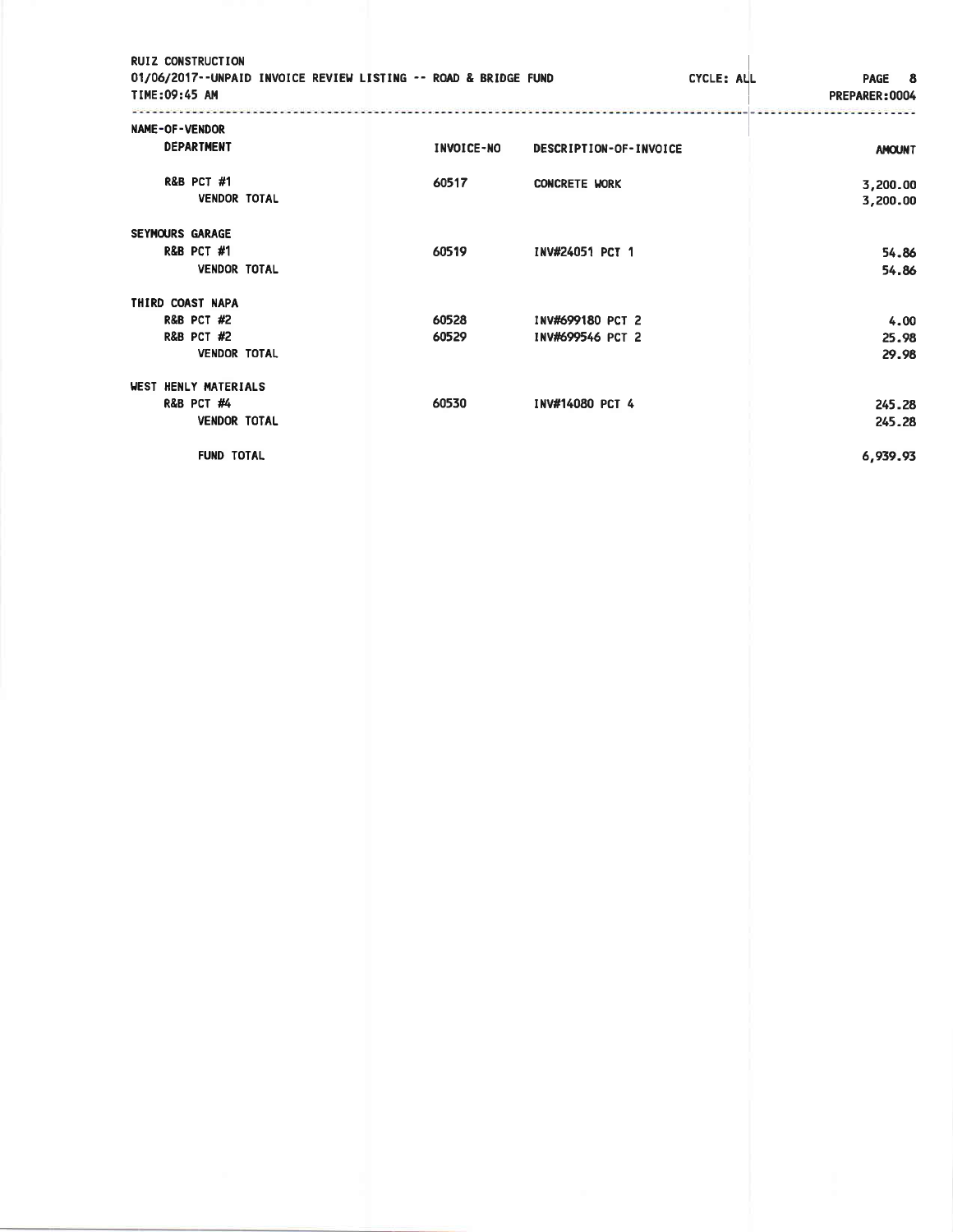RUIZ CONSTRUCTION
01/06/2017--UNPAID INVOICE REVIEW LISTING -- ROAD & BRIDGE FUND CYCLE: ALL PAGE 8
TIME:09:45 AM PREPARER:0004

| NAME-OF-VENDOR / DEPARTMENT | INVOICE-NO | DESCRIPTION-OF-INVOICE | AMOUNT |
|---|---|---|---|
| R&B PCT #1 | 60517 | CONCRETE WORK | 3,200.00 |
| VENDOR TOTAL | | | 3,200.00 |
| SEYMOURS GARAGE | | | |
| R&B PCT #1 | 60519 | INV#24051 PCT 1 | 54.86 |
| VENDOR TOTAL | | | 54.86 |
| THIRD COAST NAPA | | | |
| R&B PCT #2 | 60528 | INV#699180 PCT 2 | 4.00 |
| R&B PCT #2 | 60529 | INV#699546 PCT 2 | 25.98 |
| VENDOR TOTAL | | | 29.98 |
| WEST HENLY MATERIALS | | | |
| R&B PCT #4 | 60530 | INV#14080 PCT 4 | 245.28 |
| VENDOR TOTAL | | | 245.28 |
| FUND TOTAL | | | 6,939.93 |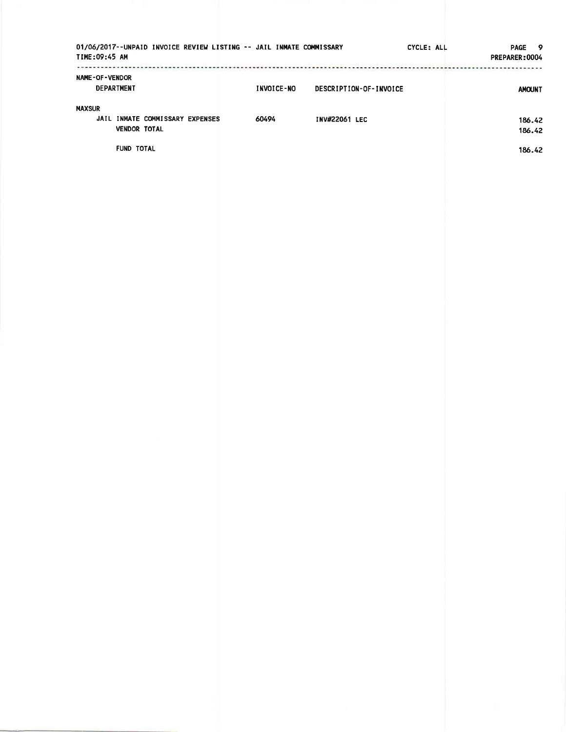01/06/2017--UNPAID INVOICE REVIEW LISTING -- JAIL INMATE COMMISSARY CYCLE: ALL

TIME:09:45 AM PREPARER:0004

| NAME-OF-VENDOR DEPARTMENT | INVOICE-NO | DESCRIPTION-OF-INVOICE | AMOUNT |
|---|---|---|---|
| MAXSUR | | | |
| JAIL INMATE COMMISSARY EXPENSES | 60494 | INV#22061 LEC | 186.42 |
| VENDOR TOTAL | | | 186.42 |
| FUND TOTAL | | | 186.42 |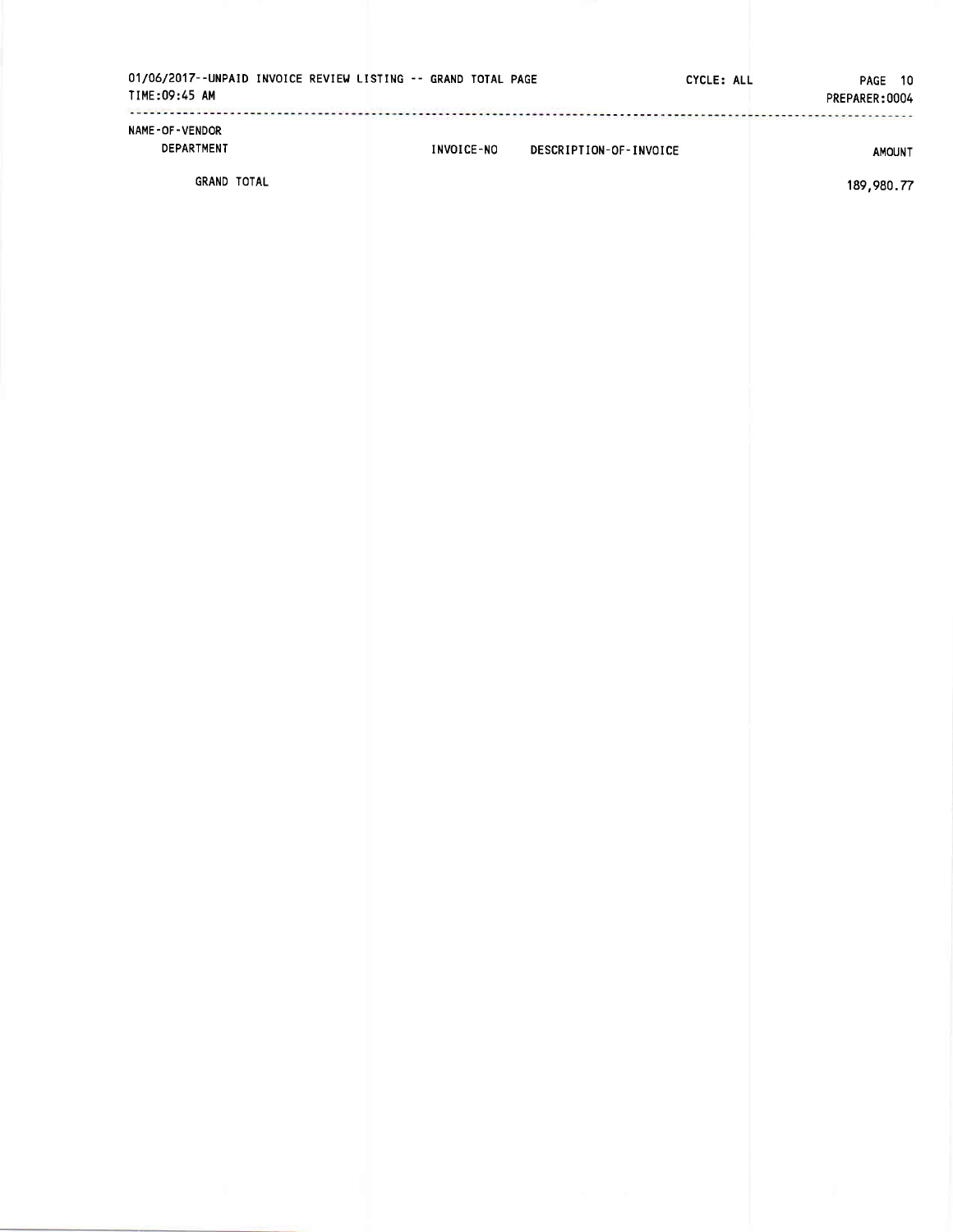01/06/2017--UNPAID INVOICE REVIEW LISTING -- GRAND TOTAL PAGE CYCLE: ALL

TIME:09:45 AM PREPARER:0004

| NAME-OF-VENDOR DEPARTMENT | INVOICE-NO | DESCRIPTION-OF-INVOICE | AMOUNT |
|---|---|---|---|
| GRAND TOTAL | | | 189,980.77 |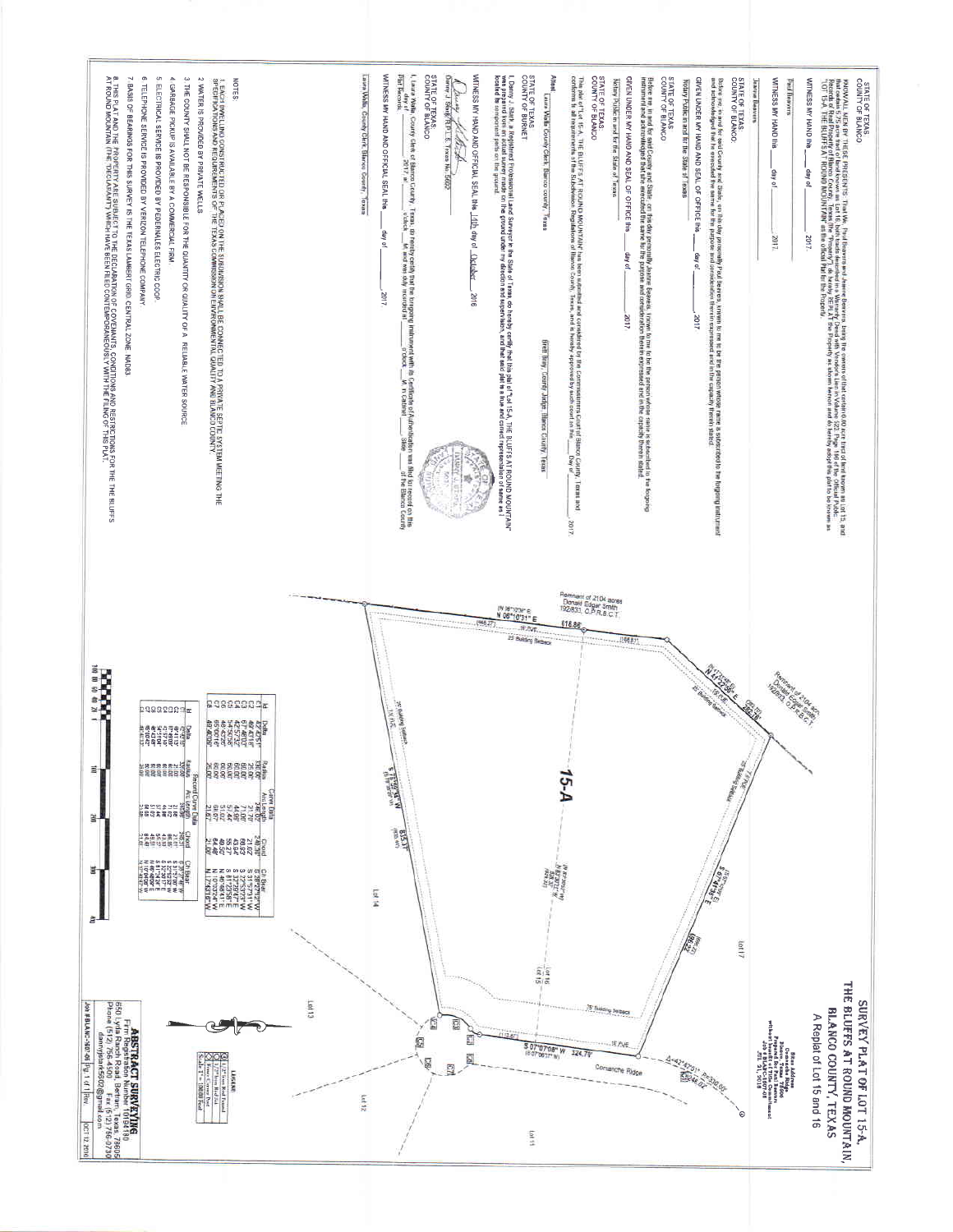# SURVEY PLAT OF LOT 15-A, THE BLUFFS AT ROUND MOUNTAIN, BLANCO COUNTY, TEXAS

A Replat of Lot 15 and 16

STATE OF TEXAS
COUNTY OF BLANCO

KNOW ALL MEN BY THESE PRESENTS: That We, Paul Beavers and Jeanne Beavers, being the owners of that certain 6.00 acre tract of land known as Lot 15, and that certain 5.75 acre tract of land known as Lot 16, both tracts being in the BLUFFS AT ROUND MOUNTAIN, ... recorded in Volume 523, Page 160 of the Official Public Records of Real Property of Blanco County, Texas (the "Property"), do hereby REPLAT the Property as shown hereon and do hereby adopt this plat to be known as "LOT 15-A, THE BLUFFS AT ROUND MOUNTAIN" as the official Plat for the Property.

WITNESS MY HAND this ____ day of ____ 2017.

Paul Beavers

WITNESS MY HAND this ____ day of ____ 2017.

Jeanne Beavers

STATE OF TEXAS
COUNTY OF BLANCO

Before me, in and for said County and State, on this day personally Paul Beavers, known to me to be the person whose name is subscribed to the forgoing instrument and acknowledged that he executed the same for the purpose and consideration therein expressed and in the capacity therein stated.

GIVEN UNDER MY HAND AND SEAL OF OFFICE this ____ day of ____ 2017

Notary Public in and for the State of Texas

STATE OF TEXAS
COUNTY OF BLANCO

Before me, in and for said County and State, on this day personally Jeanne Beavers, known to me to be the person whose name is subscribed to the forgoing instrument and acknowledged that she executed the same for the purpose and consideration therein expressed and in the capacity therein stated.

GIVEN UNDER MY HAND AND SEAL OF OFFICE this ____ day of ____ 2017

Notary Public in and for the State of Texas

STATE OF TEXAS
COUNTY OF BLANCO

This plat of "Lot 15-A, THE BLUFFS AT ROUND MOUNTAIN" has been submitted and considered by the Commissioners Court of Blanco County, Texas and conforms to all requirements of the Subdivision Regulations of Blanco County, Texas, and is hereby approved by such court on the ____ Day of ____ 2017.

Attest:

Laura Walla, County Clerk, Blanco County, Texas

Brett Bray, County Judge, Blanco County, Texas

STATE OF TEXAS
COUNTY OF BURNET

I, Danny J. Stark, a Registered Professional Land Surveyor in the State of Texas do hereby certify that this plat of "Lot 15-A, THE BLUFFS AT ROUND MOUNTAIN" was prepared from an actual survey made on the ground under my direction and supervision, and that said plat is a true and correct representation of same as found at the time of survey.

WITNESS MY HAND AND OFFICIAL SEAL this 14th day of October 2016

Danny J. Stark, R.P.L.S. Texas No. 5602

STATE OF TEXAS
COUNTY OF BLANCO

I, Laura Walla, County Clerk of Blanco County, Texas, do hereby certify that the foregoing instrument with its Certificate of Authentication was filed for record on the ____ day of ____ 2017 at ____ o'clock __M. and was duly recorded at ____ o'clock __M. in Cabinet ____ Slide ____ of the Blanco County Plat Records.

WITNESS MY HAND AND OFFICIAL SEAL this ____ day of ____ 2017

Laura Walla, County Clerk Blanco County, Texas

NOTES:

1. EACH DWELLING CONSTRUCTED OR PLACED ON THE SUBDIVISION SHALL BE CONNECTED TO A PRIVATE SEPTIC SYSTEM MEETING THE SPECIFICATIONS AND REQUIREMENTS OF THE TEXAS COMMISSION ON ENVIRONMENTAL QUALITY AND BLANCO COUNTY.
2. WATER IS PROVIDED BY PRIVATE WELLS.
3. THE COUNTY SHALL NOT BE RESPONSIBLE FOR THE QUANTITY OR QUALITY OF A RELIABLE WATER SOURCE.
4. GARBAGE PICKUP IS AVAILABLE BY A COMMERCIAL FIRM.
5. ELECTRICAL SERVICE IS PROVIDED BY PEDERNALES ELECTRIC COOP.
6. TELEPHONE SERVICE IS PROVIDED BY VERIZON TELEPHONE COMPANY.
7. BASIS OF BEARINGS FOR THIS SURVEY IS THE TEXAS LAMBERT GRID, CENTRAL ZONE, NAD83.
8. THIS PLAT AND THE PROPERTY ARE SUBJECT TO THE DECLARATION OF COVENANTS, CONDITIONS AND RESTRICTIONS FOR THE THE BLUFFS AT ROUND MOUNTAIN (THE "DECLARATION") WHICH HAVE BEEN FILED CONTEMPORANEOUSLY WITH THE FILING OF THIS PLAT.

Curve Data

| # | Delta | Radius | Arc Length | Chord | Ch Bear |
|---|---|---|---|---|---|
| C1 | 42°42'51" | 330.00' | 246.02' | 240.36' | S 28°42'10" W |
| C2 | 48°42'11" | 25.00' | 21.25' | 20.61' | S 31°07'11" W |
| C3 | 67°40'07" | 60.00' | 71.00' | 66.83' | S 22°57'23" W |
| C4 | 42°57'32" | 60.00' | 44.99' | 43.94' | S 32°39'12" E |
| C5 | 54°35'56" | 60.00' | 57.17' | 55.04' | S 81°25'56" E |
| C6 | 49°42'25" | 60.00' | 52.05' | 50.44' | N 46°58'31" E |
| C7 | 55°50'11" | 60.00' | 58.47' | 56.19' | N 10°03'54" W |
| C8 | 48°40'06" | 25.00' | 21.24' | 20.60' | N 11°28'51" W |

Record Curve Data

| # | Delta | Radius | Arc Length | Chord | Ch Bear |
|---|---|---|---|---|---|
| C2 | 48°11'19" | 25.00' | 21.03' | 20.41' | S 31°27'08" W |
| C3 | 67°37'09" | 60.00' | 70.81' | 66.77' | S 22°58'39" W |
| C4 | 42°58'07" | 60.00' | 45.00' | 43.95' | S 32°36'23" E |
| C5 | 54°31'04" | 60.00' | 57.09' | 54.96' | S 81°21'05" E |
| C6 | 49°43'06" | 60.00' | 52.06' | 50.45' | N 46°51'50" E |
| C7 | 55°50'42" | 60.00' | 58.48' | 56.19' | N 10°06'59" W |
| C8 | 48°40'12" | 25.00' | 21.24' | 20.60' | N 11°58'18" W |

LEGEND
- 1/2" Iron Rod Found
- 1/2" Iron Rod Set
- Record Calls
- Scale 1" = 100.00 feet

Remnant of 2104 acres, Donald Edgar Smith, 192/833, O.P.R.B.C.T.

15-A

Lot 14 · Lot 17 · Lot 13 · Lot 12 · Lot 11

Comanche Ridge

Site Address: Comanche Ridge, Round Mountain, Texas. Prepared for Paul Beavers, Job # BLANC-007-08

ABSTRACT SURVEYING
Firm Registration No. 10194180
650 Lytle Ranch Road, Bertram, Texas, 78605
Phone (512) 756-4500 Fax (512) 756-0730
dannystark5602@gmail.com

Job # BLANC-007-08 | Pg. 1 of 1 | Rev. | OCT 12 2016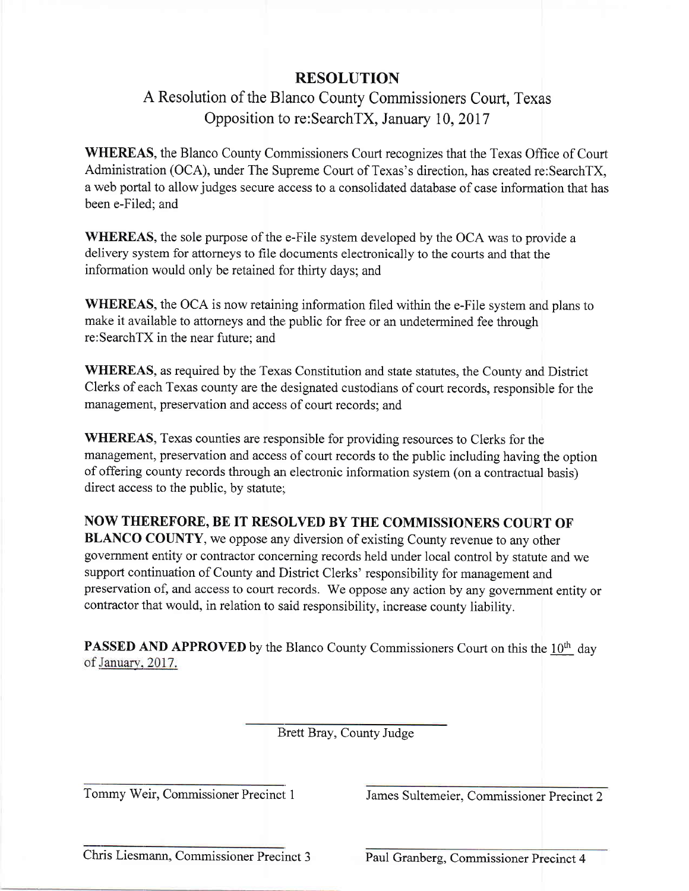# RESOLUTION

## A Resolution of the Blanco County Commissioners Court, Texas Opposition to re:SearchTX, January 10, 2017

**WHEREAS**, the Blanco County Commissioners Court recognizes that the Texas Office of Court Administration (OCA), under The Supreme Court of Texas's direction, has created re:SearchTX, a web portal to allow judges secure access to a consolidated database of case information that has been e-Filed; and

**WHEREAS**, the sole purpose of the e-File system developed by the OCA was to provide a delivery system for attorneys to file documents electronically to the courts and that the information would only be retained for thirty days; and

**WHEREAS**, the OCA is now retaining information filed within the e-File system and plans to make it available to attorneys and the public for free or an undetermined fee through re:SearchTX in the near future; and

**WHEREAS**, as required by the Texas Constitution and state statutes, the County and District Clerks of each Texas county are the designated custodians of court records, responsible for the management, preservation and access of court records; and

**WHEREAS**, Texas counties are responsible for providing resources to Clerks for the management, preservation and access of court records to the public including having the option of offering county records through an electronic information system (on a contractual basis) direct access to the public, by statute;

**NOW THEREFORE, BE IT RESOLVED BY THE COMMISSIONERS COURT OF BLANCO COUNTY**, we oppose any diversion of existing County revenue to any other government entity or contractor concerning records held under local control by statute and we support continuation of County and District Clerks' responsibility for management and preservation of, and access to court records. We oppose any action by any government entity or contractor that would, in relation to said responsibility, increase county liability.

**PASSED AND APPROVED** by the Blanco County Commissioners Court on this the 10th day of January, 2017.

Brett Bray, County Judge

Tommy Weir, Commissioner Precinct 1

James Sultemeier, Commissioner Precinct 2

Chris Liesmann, Commissioner Precinct 3

Paul Granberg, Commissioner Precinct 4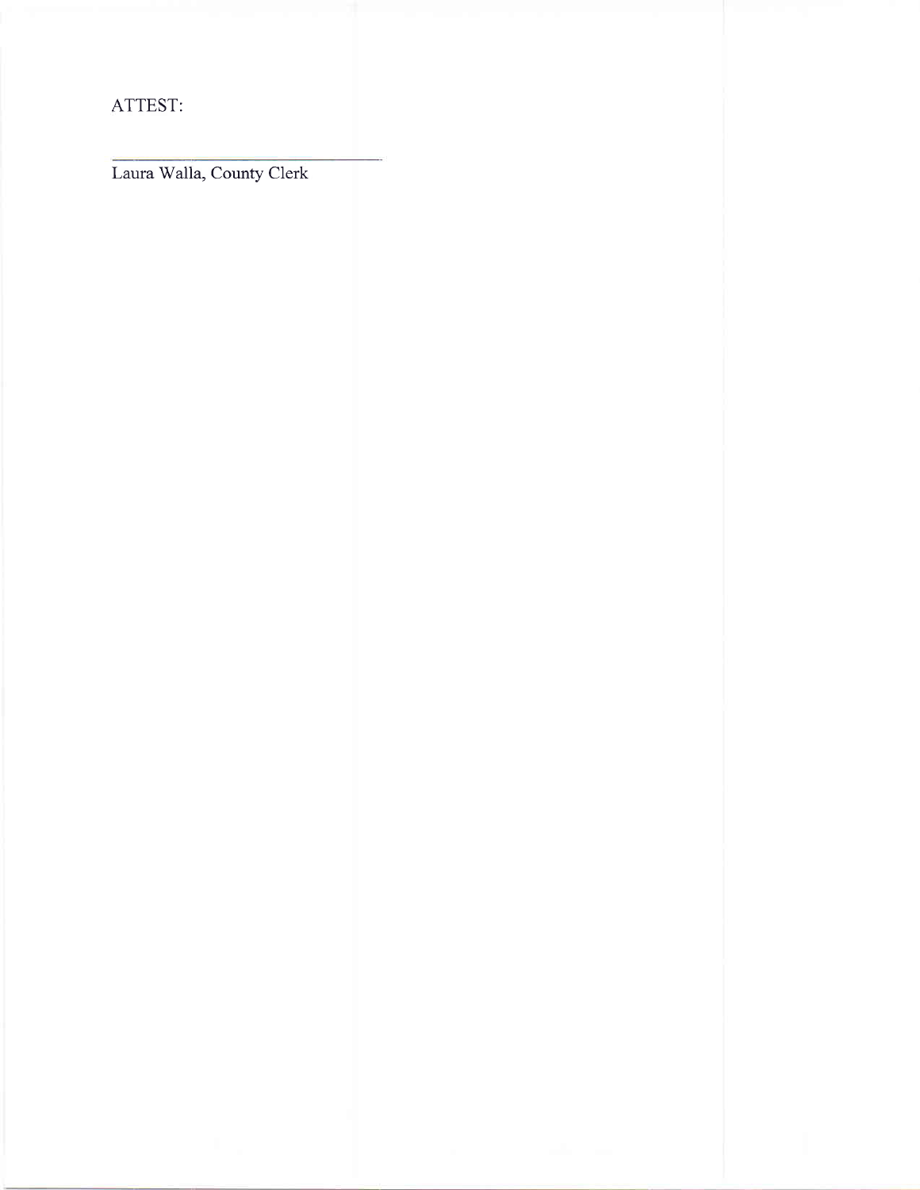ATTEST:

_______________________________

Laura Walla, County Clerk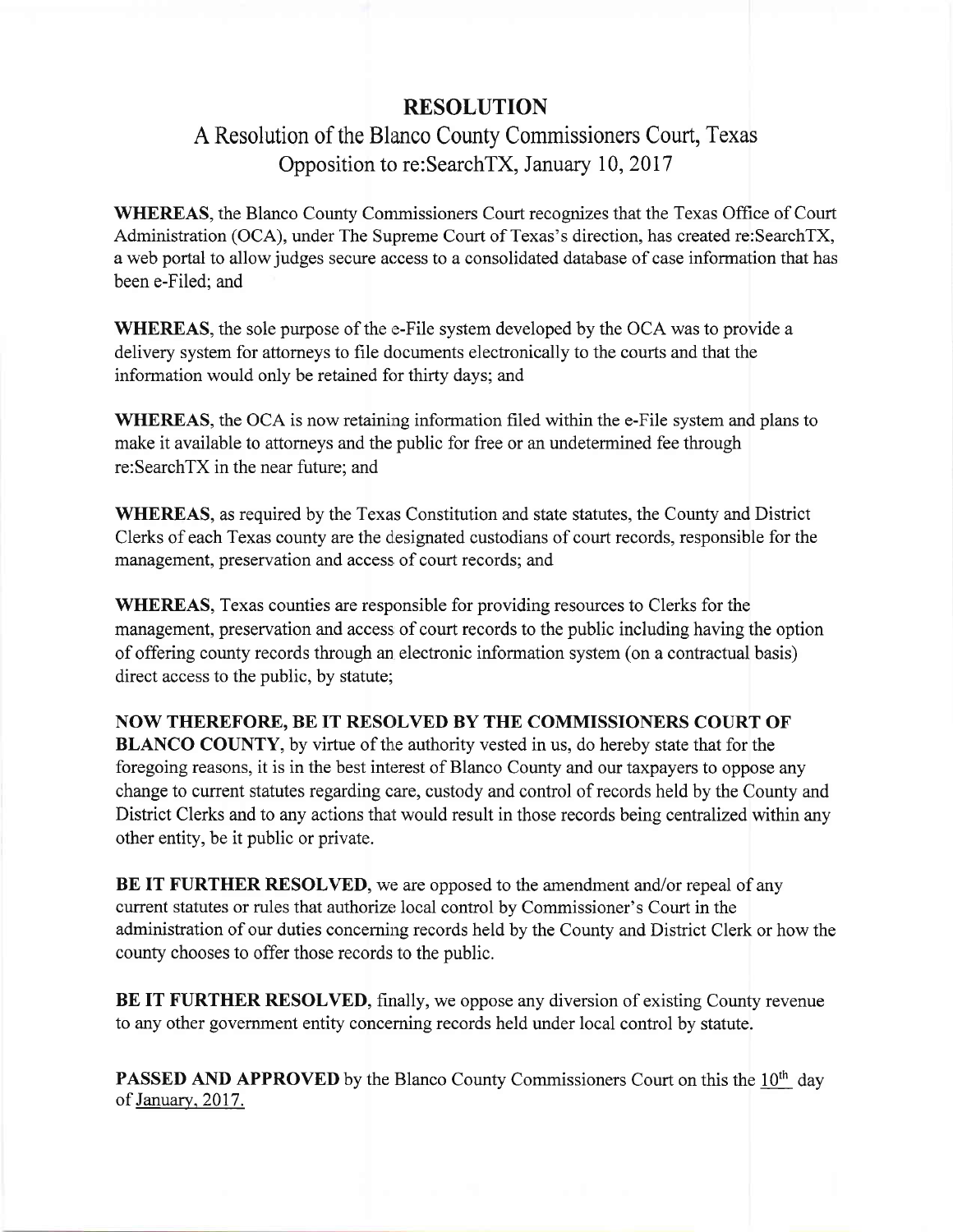# RESOLUTION

## A Resolution of the Blanco County Commissioners Court, Texas Opposition to re:SearchTX, January 10, 2017

**WHEREAS**, the Blanco County Commissioners Court recognizes that the Texas Office of Court Administration (OCA), under The Supreme Court of Texas's direction, has created re:SearchTX, a web portal to allow judges secure access to a consolidated database of case information that has been e-Filed; and

**WHEREAS**, the sole purpose of the e-File system developed by the OCA was to provide a delivery system for attorneys to file documents electronically to the courts and that the information would only be retained for thirty days; and

**WHEREAS**, the OCA is now retaining information filed within the e-File system and plans to make it available to attorneys and the public for free or an undetermined fee through re:SearchTX in the near future; and

**WHEREAS**, as required by the Texas Constitution and state statutes, the County and District Clerks of each Texas county are the designated custodians of court records, responsible for the management, preservation and access of court records; and

**WHEREAS**, Texas counties are responsible for providing resources to Clerks for the management, preservation and access of court records to the public including having the option of offering county records through an electronic information system (on a contractual basis) direct access to the public, by statute;

**NOW THEREFORE, BE IT RESOLVED BY THE COMMISSIONERS COURT OF BLANCO COUNTY**, by virtue of the authority vested in us, do hereby state that for the foregoing reasons, it is in the best interest of Blanco County and our taxpayers to oppose any change to current statutes regarding care, custody and control of records held by the County and District Clerks and to any actions that would result in those records being centralized within any other entity, be it public or private.

**BE IT FURTHER RESOLVED**, we are opposed to the amendment and/or repeal of any current statutes or rules that authorize local control by Commissioner's Court in the administration of our duties concerning records held by the County and District Clerk or how the county chooses to offer those records to the public.

**BE IT FURTHER RESOLVED**, finally, we oppose any diversion of existing County revenue to any other government entity concerning records held under local control by statute.

**PASSED AND APPROVED** by the Blanco County Commissioners Court on this the 10th day of January, 2017.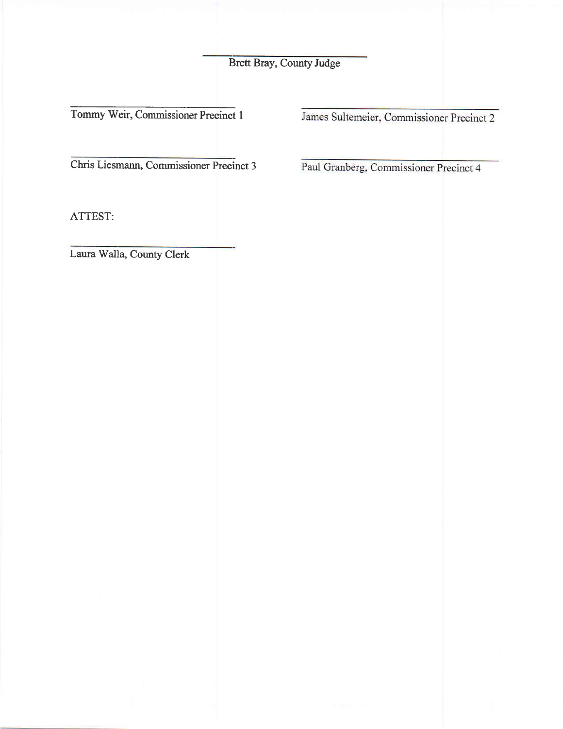\_\_\_\_\_\_\_\_\_\_\_\_\_\_\_\_\_\_\_\_\_\_\_\_\_\_\_\_
Brett Bray, County Judge

\_\_\_\_\_\_\_\_\_\_\_\_\_\_\_\_\_\_\_\_\_\_\_\_\_\_\_\_
Tommy Weir, Commissioner Precinct 1

\_\_\_\_\_\_\_\_\_\_\_\_\_\_\_\_\_\_\_\_\_\_\_\_\_\_\_\_
James Sultemeier, Commissioner Precinct 2

\_\_\_\_\_\_\_\_\_\_\_\_\_\_\_\_\_\_\_\_\_\_\_\_\_\_\_\_
Chris Liesmann, Commissioner Precinct 3

\_\_\_\_\_\_\_\_\_\_\_\_\_\_\_\_\_\_\_\_\_\_\_\_\_\_\_\_
Paul Granberg, Commissioner Precinct 4

ATTEST:

\_\_\_\_\_\_\_\_\_\_\_\_\_\_\_\_\_\_\_\_\_\_\_\_\_\_\_\_
Laura Walla, County Clerk